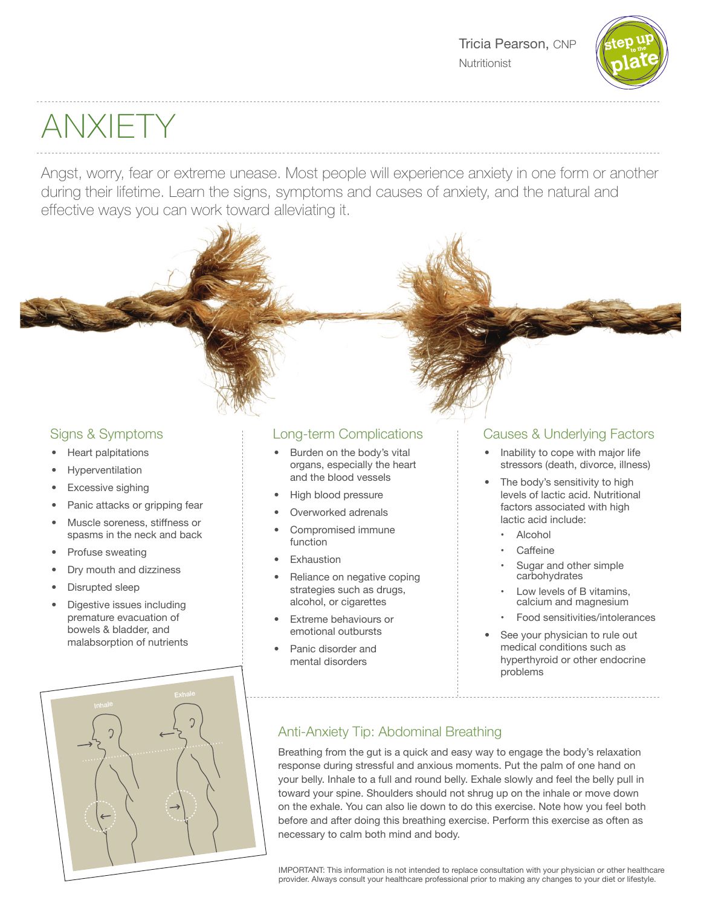Tricia Pearson, CNP
Nutritionist

# ANXIETY

Angst, worry, fear or extreme unease. Most people will experience anxiety in one form or another during their lifetime. Learn the signs, symptoms and causes of anxiety, and the natural and effective ways you can work toward alleviating it.

## Signs & Symptoms

- Heart palpitations
- Hyperventilation
- Excessive sighing
- Panic attacks or gripping fear
- Muscle soreness, stiffness or spasms in the neck and back
- Profuse sweating
- Dry mouth and dizziness
- Disrupted sleep
- Digestive issues including premature evacuation of bowels & bladder, and malabsorption of nutrients

## Long-term Complications

- Burden on the body's vital organs, especially the heart and the blood vessels
- High blood pressure
- Overworked adrenals
- Compromised immune function
- Exhaustion
- Reliance on negative coping strategies such as drugs, alcohol, or cigarettes
- Extreme behaviours or emotional outbursts
- Panic disorder and mental disorders

## Causes & Underlying Factors

- Inability to cope with major life stressors (death, divorce, illness)
- The body's sensitivity to high levels of lactic acid. Nutritional factors associated with high lactic acid include:
    - Alcohol
    - Caffeine
    - Sugar and other simple carbohydrates
    - Low levels of B vitamins, calcium and magnesium
    - Food sensitivities/intolerances
- See your physician to rule out medical conditions such as hyperthyroid or other endocrine problems

## Anti-Anxiety Tip: Abdominal Breathing

Breathing from the gut is a quick and easy way to engage the body's relaxation response during stressful and anxious moments. Put the palm of one hand on your belly. Inhale to a full and round belly. Exhale slowly and feel the belly pull in toward your spine. Shoulders should not shrug up on the inhale or move down on the exhale. You can also lie down to do this exercise. Note how you feel both before and after doing this breathing exercise. Perform this exercise as often as necessary to calm both mind and body.

IMPORTANT: This information is not intended to replace consultation with your physician or other healthcare provider. Always consult your healthcare professional prior to making any changes to your diet or lifestyle.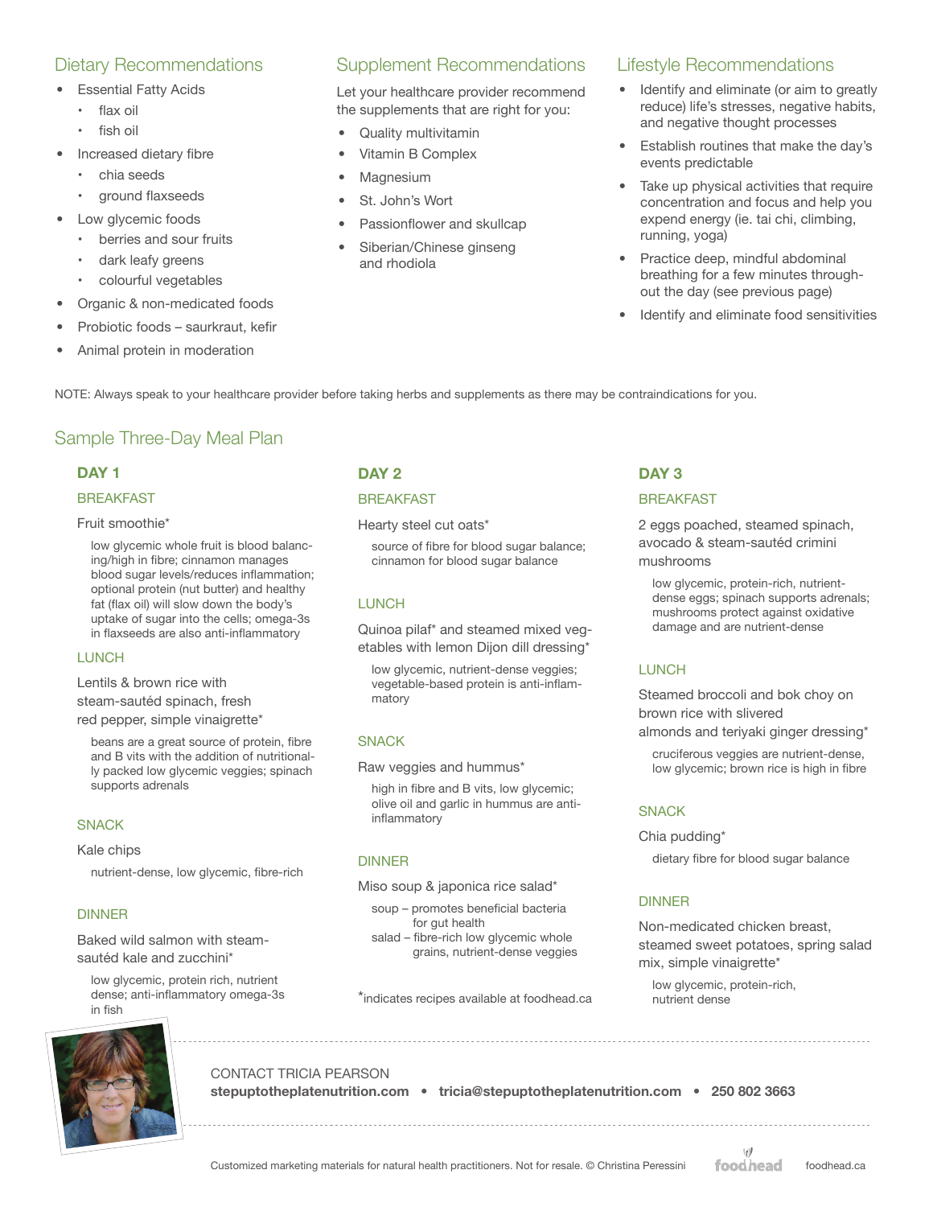## Dietary Recommendations

- Essential Fatty Acids
  - flax oil
  - fish oil
- Increased dietary fibre
  - chia seeds
  - ground flaxseeds
- Low glycemic foods
  - berries and sour fruits
  - dark leafy greens
  - colourful vegetables
- Organic & non-medicated foods
- Probiotic foods – saurkraut, kefir
- Animal protein in moderation

## Supplement Recommendations

Let your healthcare provider recommend the supplements that are right for you:

- Quality multivitamin
- Vitamin B Complex
- Magnesium
- St. John's Wort
- Passionflower and skullcap
- Siberian/Chinese ginseng and rhodiola

## Lifestyle Recommendations

- Identify and eliminate (or aim to greatly reduce) life's stresses, negative habits, and negative thought processes
- Establish routines that make the day's events predictable
- Take up physical activities that require concentration and focus and help you expend energy (ie. tai chi, climbing, running, yoga)
- Practice deep, mindful abdominal breathing for a few minutes throughout the day (see previous page)
- Identify and eliminate food sensitivities

NOTE: Always speak to your healthcare provider before taking herbs and supplements as there may be contraindications for you.

## Sample Three-Day Meal Plan

### DAY 1

#### BREAKFAST

Fruit smoothie*

low glycemic whole fruit is blood balancing/high in fibre; cinnamon manages blood sugar levels/reduces inflammation; optional protein (nut butter) and healthy fat (flax oil) will slow down the body's uptake of sugar into the cells; omega-3s in flaxseeds are also anti-inflammatory

#### LUNCH

Lentils & brown rice with steam-sautéd spinach, fresh red pepper, simple vinaigrette*

beans are a great source of protein, fibre and B vits with the addition of nutritionally packed low glycemic veggies; spinach supports adrenals

#### SNACK

Kale chips

nutrient-dense, low glycemic, fibre-rich

#### DINNER

Baked wild salmon with steam-sautéd kale and zucchini*

low glycemic, protein rich, nutrient dense; anti-inflammatory omega-3s in fish

### DAY 2

#### BREAKFAST

Hearty steel cut oats*

source of fibre for blood sugar balance; cinnamon for blood sugar balance

#### LUNCH

Quinoa pilaf* and steamed mixed vegetables with lemon Dijon dill dressing*

low glycemic, nutrient-dense veggies; vegetable-based protein is anti-inflammatory

#### SNACK

Raw veggies and hummus*

high in fibre and B vits, low glycemic; olive oil and garlic in hummus are anti-inflammatory

#### DINNER

Miso soup & japonica rice salad*

soup – promotes beneficial bacteria for gut health
salad – fibre-rich low glycemic whole grains, nutrient-dense veggies

*indicates recipes available at foodhead.ca

### DAY 3

#### BREAKFAST

2 eggs poached, steamed spinach, avocado & steam-sautéd crimini mushrooms

low glycemic, protein-rich, nutrient-dense eggs; spinach supports adrenals; mushrooms protect against oxidative damage and are nutrient-dense

#### LUNCH

Steamed broccoli and bok choy on brown rice with slivered almonds and teriyaki ginger dressing*

cruciferous veggies are nutrient-dense, low glycemic; brown rice is high in fibre

#### SNACK

Chia pudding*

dietary fibre for blood sugar balance

#### DINNER

Non-medicated chicken breast, steamed sweet potatoes, spring salad mix, simple vinaigrette*

low glycemic, protein-rich, nutrient dense

CONTACT TRICIA PEARSON
**stepuptotheplatenutrition.com • tricia@stepuptotheplatenutrition.com • 250 802 3663**

Customized marketing materials for natural health practitioners. Not for resale. © Christina Peressini foodhead foodhead.ca